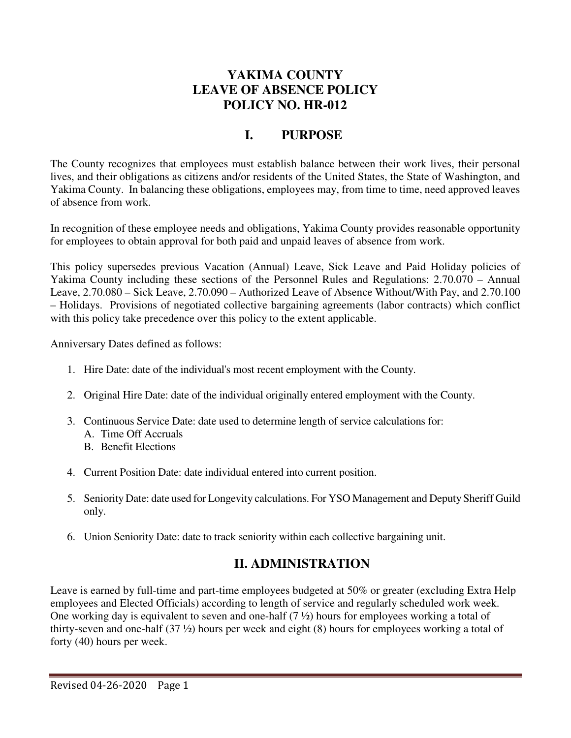# YAKIMA COUNTY
# LEAVE OF ABSENCE POLICY
# POLICY NO. HR-012

## I. PURPOSE

The County recognizes that employees must establish balance between their work lives, their personal lives, and their obligations as citizens and/or residents of the United States, the State of Washington, and Yakima County. In balancing these obligations, employees may, from time to time, need approved leaves of absence from work.

In recognition of these employee needs and obligations, Yakima County provides reasonable opportunity for employees to obtain approval for both paid and unpaid leaves of absence from work.

This policy supersedes previous Vacation (Annual) Leave, Sick Leave and Paid Holiday policies of Yakima County including these sections of the Personnel Rules and Regulations: 2.70.070 – Annual Leave, 2.70.080 – Sick Leave, 2.70.090 – Authorized Leave of Absence Without/With Pay, and 2.70.100 – Holidays. Provisions of negotiated collective bargaining agreements (labor contracts) which conflict with this policy take precedence over this policy to the extent applicable.

Anniversary Dates defined as follows:

1. Hire Date: date of the individual's most recent employment with the County.

2. Original Hire Date: date of the individual originally entered employment with the County.

3. Continuous Service Date: date used to determine length of service calculations for:
   A. Time Off Accruals
   B. Benefit Elections

4. Current Position Date: date individual entered into current position.

5. Seniority Date: date used for Longevity calculations. For YSO Management and Deputy Sheriff Guild only.

6. Union Seniority Date: date to track seniority within each collective bargaining unit.

## II. ADMINISTRATION

Leave is earned by full-time and part-time employees budgeted at 50% or greater (excluding Extra Help employees and Elected Officials) according to length of service and regularly scheduled work week. One working day is equivalent to seven and one-half (7 ½) hours for employees working a total of thirty-seven and one-half (37 ½) hours per week and eight (8) hours for employees working a total of forty (40) hours per week.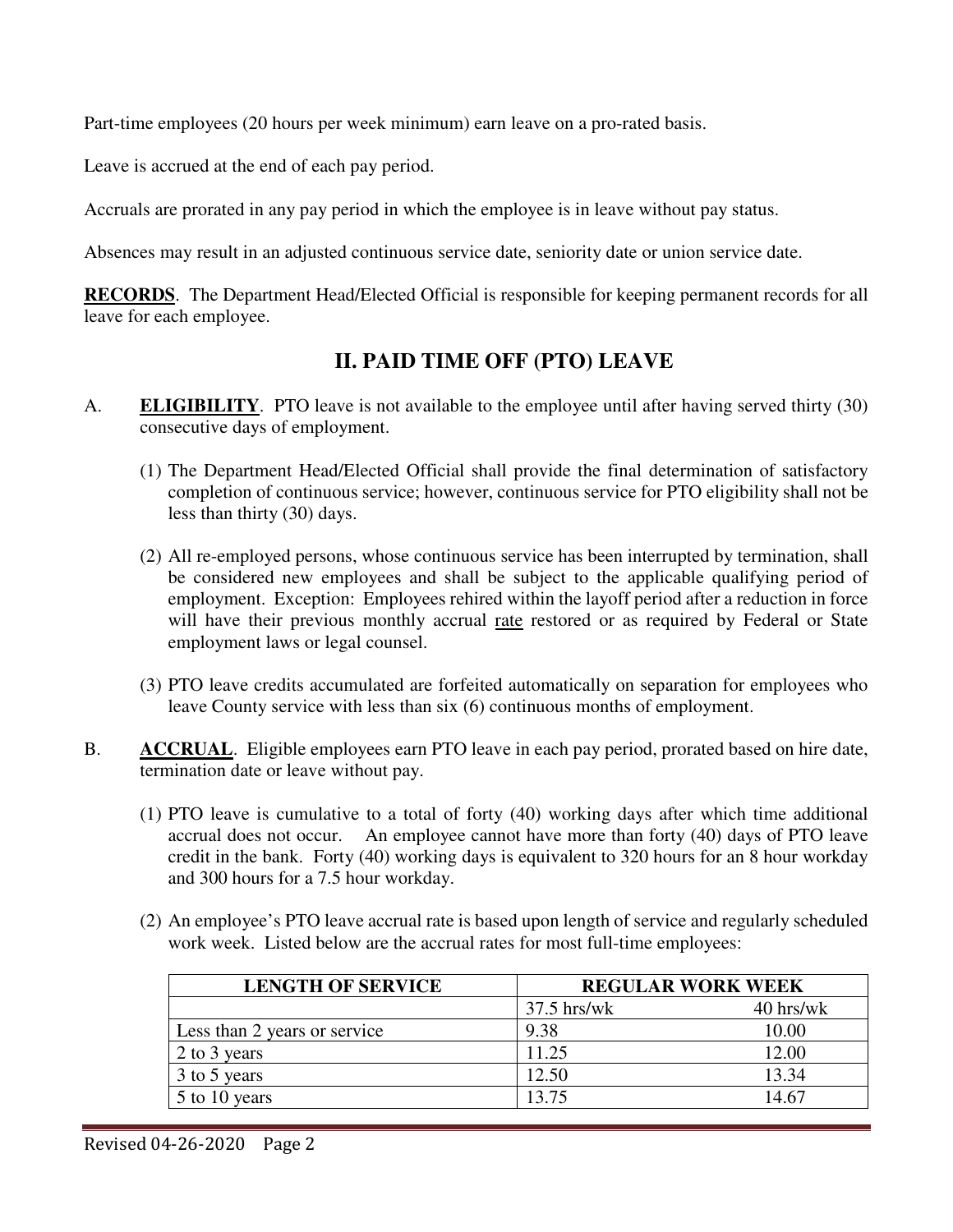Part-time employees (20 hours per week minimum) earn leave on a pro-rated basis.

Leave is accrued at the end of each pay period.

Accruals are prorated in any pay period in which the employee is in leave without pay status.

Absences may result in an adjusted continuous service date, seniority date or union service date.

**RECORDS**. The Department Head/Elected Official is responsible for keeping permanent records for all leave for each employee.

## II. PAID TIME OFF (PTO) LEAVE

A. **ELIGIBILITY**. PTO leave is not available to the employee until after having served thirty (30) consecutive days of employment.

(1) The Department Head/Elected Official shall provide the final determination of satisfactory completion of continuous service; however, continuous service for PTO eligibility shall not be less than thirty (30) days.

(2) All re-employed persons, whose continuous service has been interrupted by termination, shall be considered new employees and shall be subject to the applicable qualifying period of employment. Exception: Employees rehired within the layoff period after a reduction in force will have their previous monthly accrual rate restored or as required by Federal or State employment laws or legal counsel.

(3) PTO leave credits accumulated are forfeited automatically on separation for employees who leave County service with less than six (6) continuous months of employment.

B. **ACCRUAL**. Eligible employees earn PTO leave in each pay period, prorated based on hire date, termination date or leave without pay.

(1) PTO leave is cumulative to a total of forty (40) working days after which time additional accrual does not occur. An employee cannot have more than forty (40) days of PTO leave credit in the bank. Forty (40) working days is equivalent to 320 hours for an 8 hour workday and 300 hours for a 7.5 hour workday.

(2) An employee's PTO leave accrual rate is based upon length of service and regularly scheduled work week. Listed below are the accrual rates for most full-time employees:

| LENGTH OF SERVICE | REGULAR WORK WEEK | |
|---|---|---|
| | 37.5 hrs/wk | 40 hrs/wk |
| Less than 2 years or service | 9.38 | 10.00 |
| 2 to 3 years | 11.25 | 12.00 |
| 3 to 5 years | 12.50 | 13.34 |
| 5 to 10 years | 13.75 | 14.67 |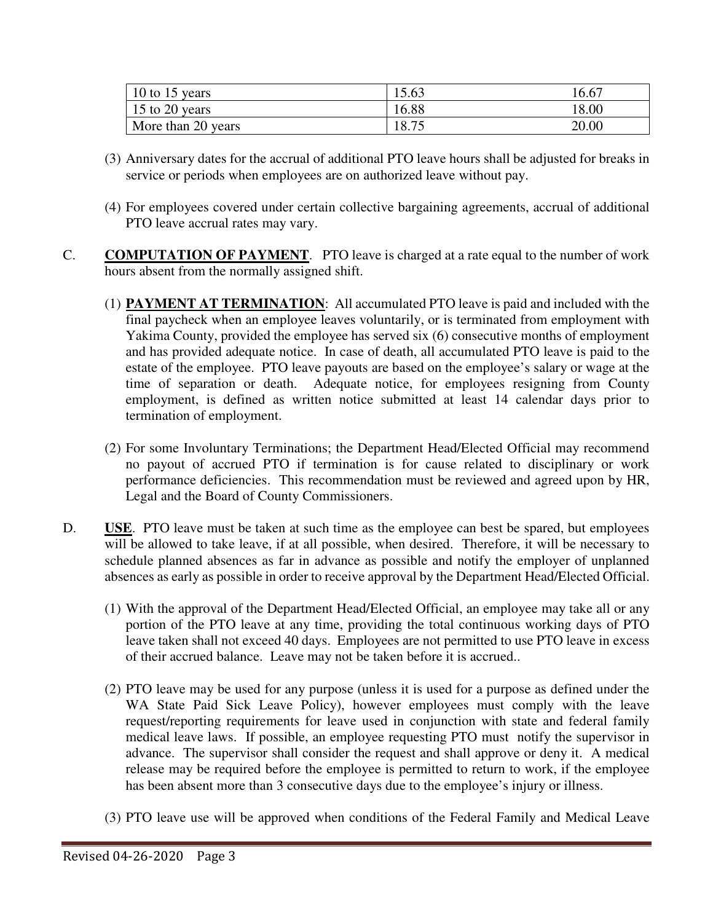| | | |
|---|---|---|
| 10 to 15 years | 15.63 | 16.67 |
| 15 to 20 years | 16.88 | 18.00 |
| More than 20 years | 18.75 | 20.00 |

(3) Anniversary dates for the accrual of additional PTO leave hours shall be adjusted for breaks in service or periods when employees are on authorized leave without pay.

(4) For employees covered under certain collective bargaining agreements, accrual of additional PTO leave accrual rates may vary.

C. **COMPUTATION OF PAYMENT**. PTO leave is charged at a rate equal to the number of work hours absent from the normally assigned shift.

(1) **PAYMENT AT TERMINATION**: All accumulated PTO leave is paid and included with the final paycheck when an employee leaves voluntarily, or is terminated from employment with Yakima County, provided the employee has served six (6) consecutive months of employment and has provided adequate notice. In case of death, all accumulated PTO leave is paid to the estate of the employee. PTO leave payouts are based on the employee's salary or wage at the time of separation or death. Adequate notice, for employees resigning from County employment, is defined as written notice submitted at least 14 calendar days prior to termination of employment.

(2) For some Involuntary Terminations; the Department Head/Elected Official may recommend no payout of accrued PTO if termination is for cause related to disciplinary or work performance deficiencies. This recommendation must be reviewed and agreed upon by HR, Legal and the Board of County Commissioners.

D. **USE**. PTO leave must be taken at such time as the employee can best be spared, but employees will be allowed to take leave, if at all possible, when desired. Therefore, it will be necessary to schedule planned absences as far in advance as possible and notify the employer of unplanned absences as early as possible in order to receive approval by the Department Head/Elected Official.

(1) With the approval of the Department Head/Elected Official, an employee may take all or any portion of the PTO leave at any time, providing the total continuous working days of PTO leave taken shall not exceed 40 days. Employees are not permitted to use PTO leave in excess of their accrued balance. Leave may not be taken before it is accrued..

(2) PTO leave may be used for any purpose (unless it is used for a purpose as defined under the WA State Paid Sick Leave Policy), however employees must comply with the leave request/reporting requirements for leave used in conjunction with state and federal family medical leave laws. If possible, an employee requesting PTO must notify the supervisor in advance. The supervisor shall consider the request and shall approve or deny it. A medical release may be required before the employee is permitted to return to work, if the employee has been absent more than 3 consecutive days due to the employee's injury or illness.

(3) PTO leave use will be approved when conditions of the Federal Family and Medical Leave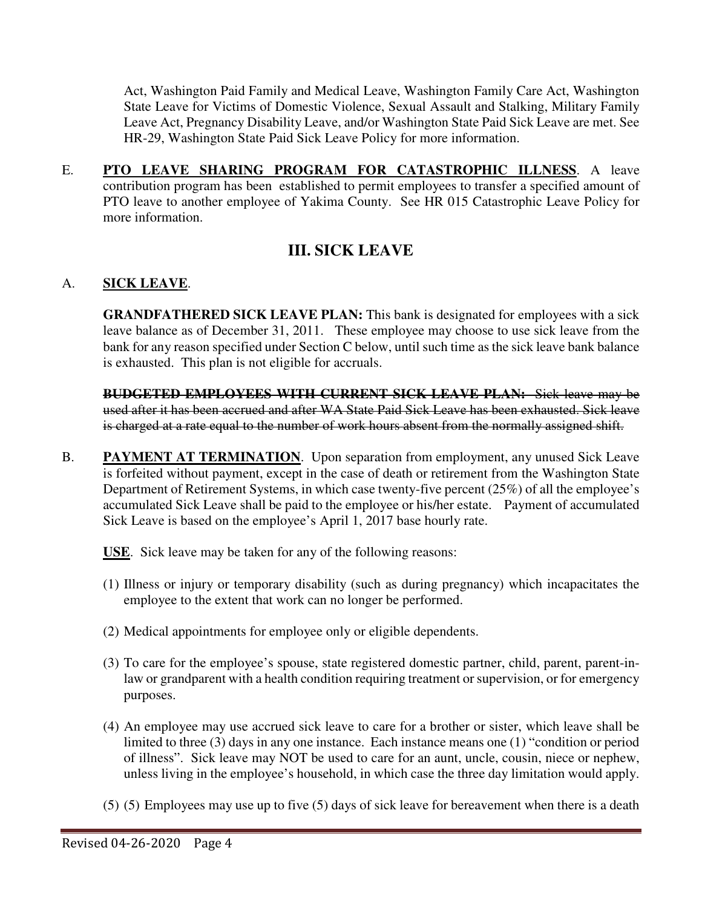Act, Washington Paid Family and Medical Leave, Washington Family Care Act, Washington State Leave for Victims of Domestic Violence, Sexual Assault and Stalking, Military Family Leave Act, Pregnancy Disability Leave, and/or Washington State Paid Sick Leave are met. See HR-29, Washington State Paid Sick Leave Policy for more information.

E. **PTO LEAVE SHARING PROGRAM FOR CATASTROPHIC ILLNESS**. A leave contribution program has been established to permit employees to transfer a specified amount of PTO leave to another employee of Yakima County. See HR 015 Catastrophic Leave Policy for more information.

## III. SICK LEAVE

A. **SICK LEAVE**.

**GRANDFATHERED SICK LEAVE PLAN:** This bank is designated for employees with a sick leave balance as of December 31, 2011. These employee may choose to use sick leave from the bank for any reason specified under Section C below, until such time as the sick leave bank balance is exhausted. This plan is not eligible for accruals.

~~**BUDGETED EMPLOYEES WITH CURRENT SICK LEAVE PLAN:** Sick leave may be used after it has been accrued and after WA State Paid Sick Leave has been exhausted. Sick leave is charged at a rate equal to the number of work hours absent from the normally assigned shift.~~

B. **PAYMENT AT TERMINATION**. Upon separation from employment, any unused Sick Leave is forfeited without payment, except in the case of death or retirement from the Washington State Department of Retirement Systems, in which case twenty-five percent (25%) of all the employee's accumulated Sick Leave shall be paid to the employee or his/her estate. Payment of accumulated Sick Leave is based on the employee's April 1, 2017 base hourly rate.

**USE**. Sick leave may be taken for any of the following reasons:

(1) Illness or injury or temporary disability (such as during pregnancy) which incapacitates the employee to the extent that work can no longer be performed.

(2) Medical appointments for employee only or eligible dependents.

(3) To care for the employee's spouse, state registered domestic partner, child, parent, parent-in-law or grandparent with a health condition requiring treatment or supervision, or for emergency purposes.

(4) An employee may use accrued sick leave to care for a brother or sister, which leave shall be limited to three (3) days in any one instance. Each instance means one (1) "condition or period of illness". Sick leave may NOT be used to care for an aunt, uncle, cousin, niece or nephew, unless living in the employee's household, in which case the three day limitation would apply.

(5) (5) Employees may use up to five (5) days of sick leave for bereavement when there is a death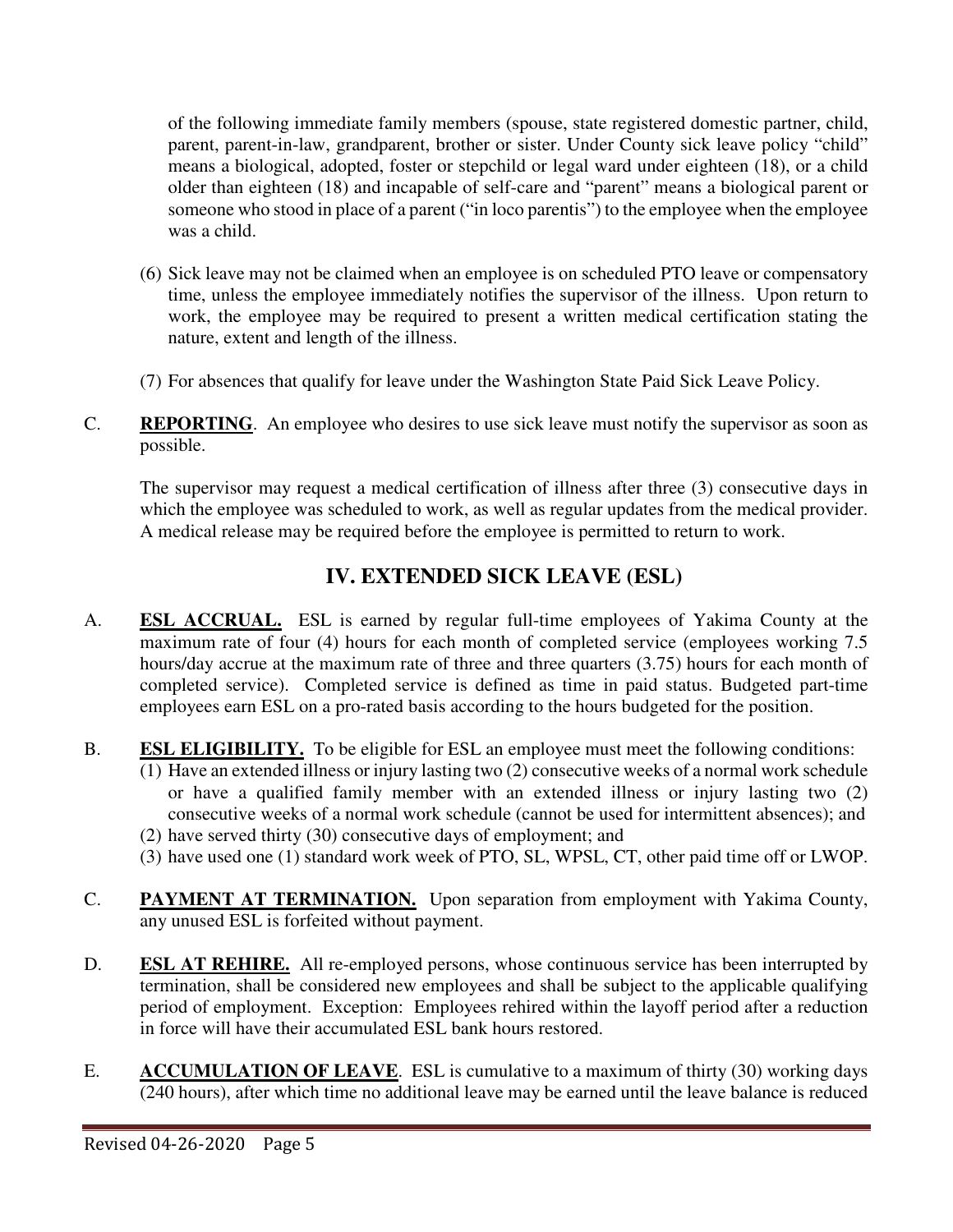of the following immediate family members (spouse, state registered domestic partner, child, parent, parent-in-law, grandparent, brother or sister. Under County sick leave policy "child" means a biological, adopted, foster or stepchild or legal ward under eighteen (18), or a child older than eighteen (18) and incapable of self-care and "parent" means a biological parent or someone who stood in place of a parent ("in loco parentis") to the employee when the employee was a child.

(6) Sick leave may not be claimed when an employee is on scheduled PTO leave or compensatory time, unless the employee immediately notifies the supervisor of the illness. Upon return to work, the employee may be required to present a written medical certification stating the nature, extent and length of the illness.

(7) For absences that qualify for leave under the Washington State Paid Sick Leave Policy.

C. **REPORTING**. An employee who desires to use sick leave must notify the supervisor as soon as possible.

The supervisor may request a medical certification of illness after three (3) consecutive days in which the employee was scheduled to work, as well as regular updates from the medical provider. A medical release may be required before the employee is permitted to return to work.

## IV. EXTENDED SICK LEAVE (ESL)

A. **ESL ACCRUAL.** ESL is earned by regular full-time employees of Yakima County at the maximum rate of four (4) hours for each month of completed service (employees working 7.5 hours/day accrue at the maximum rate of three and three quarters (3.75) hours for each month of completed service). Completed service is defined as time in paid status. Budgeted part-time employees earn ESL on a pro-rated basis according to the hours budgeted for the position.

B. **ESL ELIGIBILITY.** To be eligible for ESL an employee must meet the following conditions:

(1) Have an extended illness or injury lasting two (2) consecutive weeks of a normal work schedule or have a qualified family member with an extended illness or injury lasting two (2) consecutive weeks of a normal work schedule (cannot be used for intermittent absences); and

(2) have served thirty (30) consecutive days of employment; and

(3) have used one (1) standard work week of PTO, SL, WPSL, CT, other paid time off or LWOP.

C. **PAYMENT AT TERMINATION.** Upon separation from employment with Yakima County, any unused ESL is forfeited without payment.

D. **ESL AT REHIRE.** All re-employed persons, whose continuous service has been interrupted by termination, shall be considered new employees and shall be subject to the applicable qualifying period of employment. Exception: Employees rehired within the layoff period after a reduction in force will have their accumulated ESL bank hours restored.

E. **ACCUMULATION OF LEAVE**. ESL is cumulative to a maximum of thirty (30) working days (240 hours), after which time no additional leave may be earned until the leave balance is reduced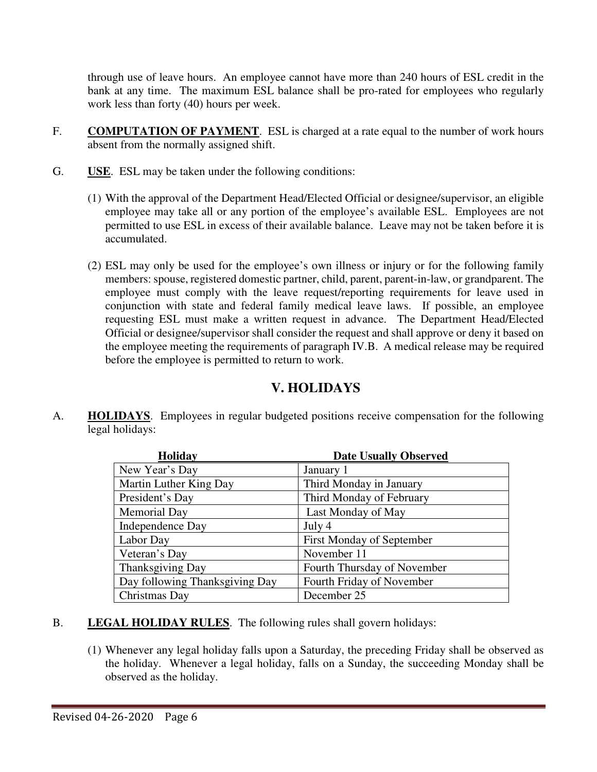through use of leave hours. An employee cannot have more than 240 hours of ESL credit in the bank at any time. The maximum ESL balance shall be pro-rated for employees who regularly work less than forty (40) hours per week.

F. **COMPUTATION OF PAYMENT**. ESL is charged at a rate equal to the number of work hours absent from the normally assigned shift.

G. **USE**. ESL may be taken under the following conditions:

(1) With the approval of the Department Head/Elected Official or designee/supervisor, an eligible employee may take all or any portion of the employee's available ESL. Employees are not permitted to use ESL in excess of their available balance. Leave may not be taken before it is accumulated.

(2) ESL may only be used for the employee's own illness or injury or for the following family members: spouse, registered domestic partner, child, parent, parent-in-law, or grandparent. The employee must comply with the leave request/reporting requirements for leave used in conjunction with state and federal family medical leave laws. If possible, an employee requesting ESL must make a written request in advance. The Department Head/Elected Official or designee/supervisor shall consider the request and shall approve or deny it based on the employee meeting the requirements of paragraph IV.B. A medical release may be required before the employee is permitted to return to work.

## V. HOLIDAYS

A. **HOLIDAYS**. Employees in regular budgeted positions receive compensation for the following legal holidays:

| Holiday | Date Usually Observed |
| --- | --- |
| New Year's Day | January 1 |
| Martin Luther King Day | Third Monday in January |
| President's Day | Third Monday of February |
| Memorial Day | Last Monday of May |
| Independence Day | July 4 |
| Labor Day | First Monday of September |
| Veteran's Day | November 11 |
| Thanksgiving Day | Fourth Thursday of November |
| Day following Thanksgiving Day | Fourth Friday of November |
| Christmas Day | December 25 |

B. **LEGAL HOLIDAY RULES**. The following rules shall govern holidays:

(1) Whenever any legal holiday falls upon a Saturday, the preceding Friday shall be observed as the holiday. Whenever a legal holiday, falls on a Sunday, the succeeding Monday shall be observed as the holiday.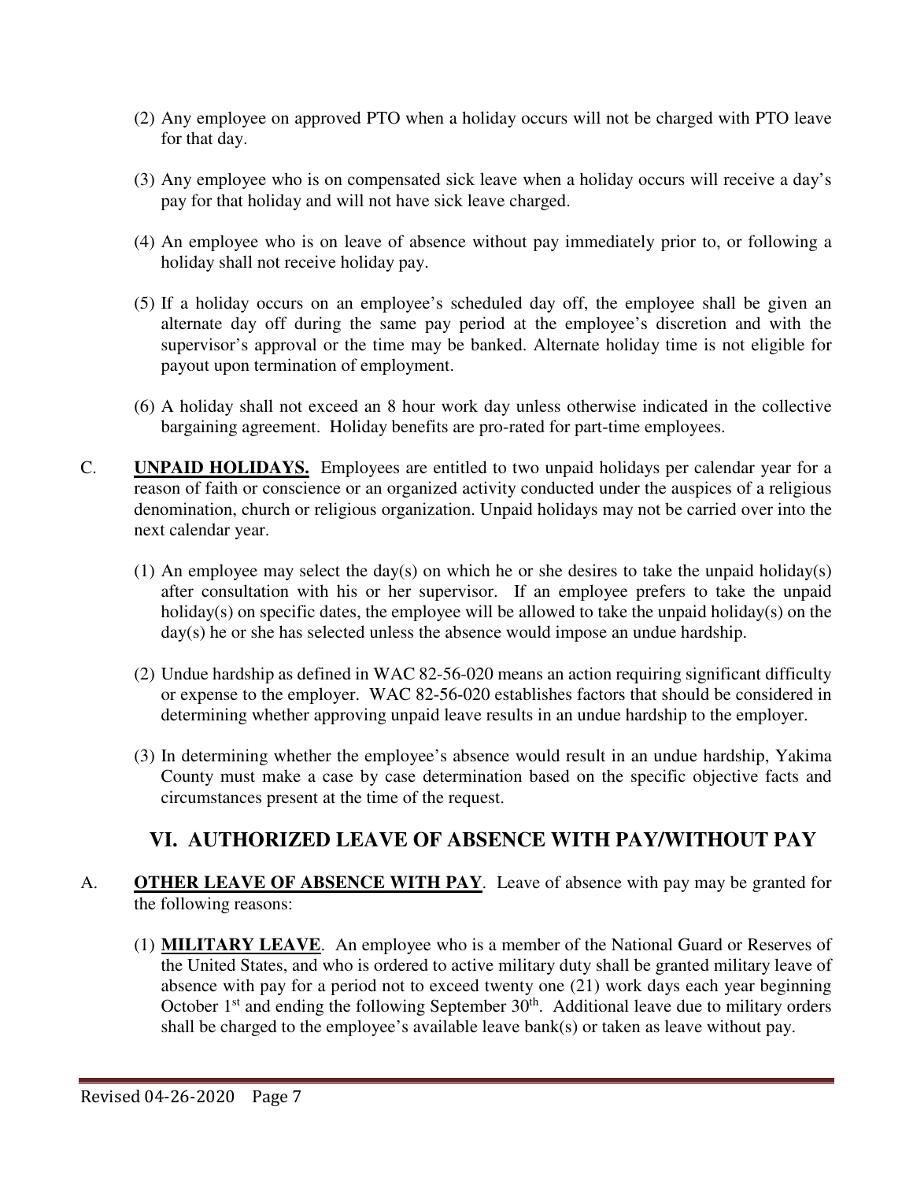(2) Any employee on approved PTO when a holiday occurs will not be charged with PTO leave for that day.

(3) Any employee who is on compensated sick leave when a holiday occurs will receive a day's pay for that holiday and will not have sick leave charged.

(4) An employee who is on leave of absence without pay immediately prior to, or following a holiday shall not receive holiday pay.

(5) If a holiday occurs on an employee's scheduled day off, the employee shall be given an alternate day off during the same pay period at the employee's discretion and with the supervisor's approval or the time may be banked. Alternate holiday time is not eligible for payout upon termination of employment.

(6) A holiday shall not exceed an 8 hour work day unless otherwise indicated in the collective bargaining agreement. Holiday benefits are pro-rated for part-time employees.

C. **UNPAID HOLIDAYS.** Employees are entitled to two unpaid holidays per calendar year for a reason of faith or conscience or an organized activity conducted under the auspices of a religious denomination, church or religious organization. Unpaid holidays may not be carried over into the next calendar year.

(1) An employee may select the day(s) on which he or she desires to take the unpaid holiday(s) after consultation with his or her supervisor. If an employee prefers to take the unpaid holiday(s) on specific dates, the employee will be allowed to take the unpaid holiday(s) on the day(s) he or she has selected unless the absence would impose an undue hardship.

(2) Undue hardship as defined in WAC 82-56-020 means an action requiring significant difficulty or expense to the employer. WAC 82-56-020 establishes factors that should be considered in determining whether approving unpaid leave results in an undue hardship to the employer.

(3) In determining whether the employee's absence would result in an undue hardship, Yakima County must make a case by case determination based on the specific objective facts and circumstances present at the time of the request.

## VI. AUTHORIZED LEAVE OF ABSENCE WITH PAY/WITHOUT PAY

A. **OTHER LEAVE OF ABSENCE WITH PAY**. Leave of absence with pay may be granted for the following reasons:

(1) **MILITARY LEAVE**. An employee who is a member of the National Guard or Reserves of the United States, and who is ordered to active military duty shall be granted military leave of absence with pay for a period not to exceed twenty one (21) work days each year beginning October 1st and ending the following September 30th. Additional leave due to military orders shall be charged to the employee's available leave bank(s) or taken as leave without pay.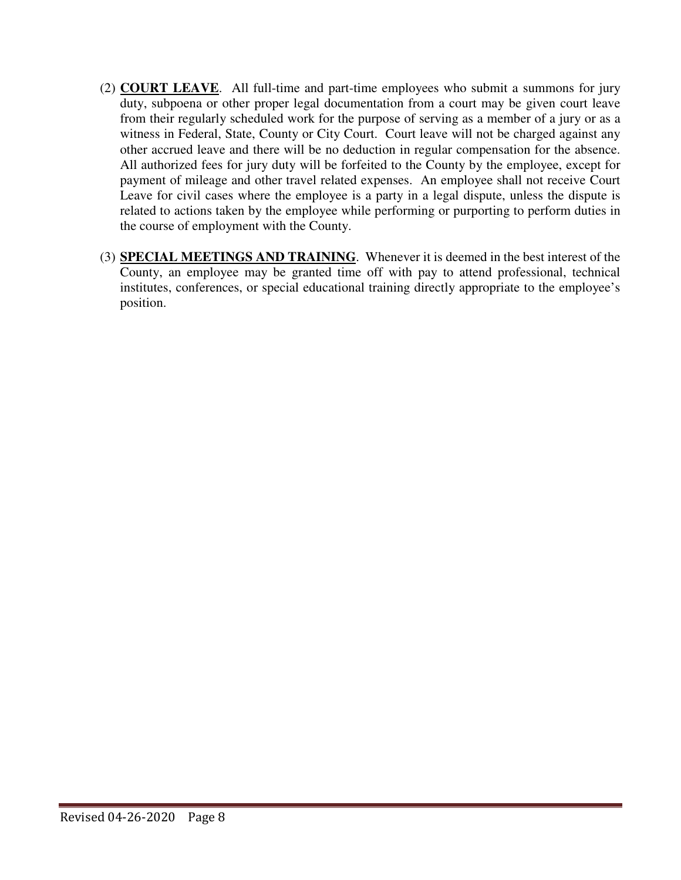(2) **COURT LEAVE**. All full-time and part-time employees who submit a summons for jury duty, subpoena or other proper legal documentation from a court may be given court leave from their regularly scheduled work for the purpose of serving as a member of a jury or as a witness in Federal, State, County or City Court. Court leave will not be charged against any other accrued leave and there will be no deduction in regular compensation for the absence. All authorized fees for jury duty will be forfeited to the County by the employee, except for payment of mileage and other travel related expenses. An employee shall not receive Court Leave for civil cases where the employee is a party in a legal dispute, unless the dispute is related to actions taken by the employee while performing or purporting to perform duties in the course of employment with the County.

(3) **SPECIAL MEETINGS AND TRAINING**. Whenever it is deemed in the best interest of the County, an employee may be granted time off with pay to attend professional, technical institutes, conferences, or special educational training directly appropriate to the employee's position.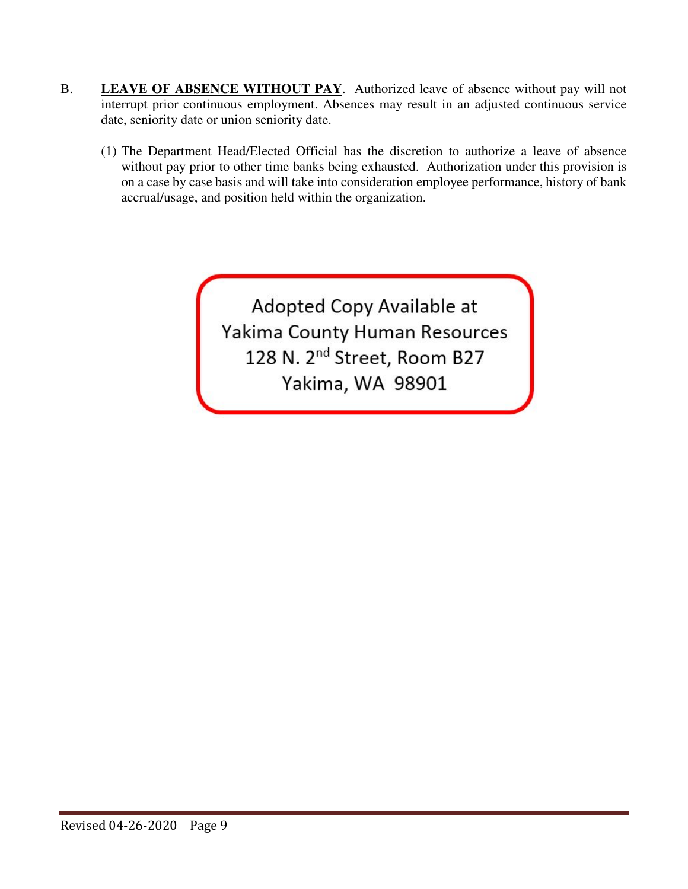B. **LEAVE OF ABSENCE WITHOUT PAY**. Authorized leave of absence without pay will not interrupt prior continuous employment. Absences may result in an adjusted continuous service date, seniority date or union seniority date.

(1) The Department Head/Elected Official has the discretion to authorize a leave of absence without pay prior to other time banks being exhausted. Authorization under this provision is on a case by case basis and will take into consideration employee performance, history of bank accrual/usage, and position held within the organization.

Adopted Copy Available at
Yakima County Human Resources
128 N. 2nd Street, Room B27
Yakima, WA 98901

Revised 04-26-2020